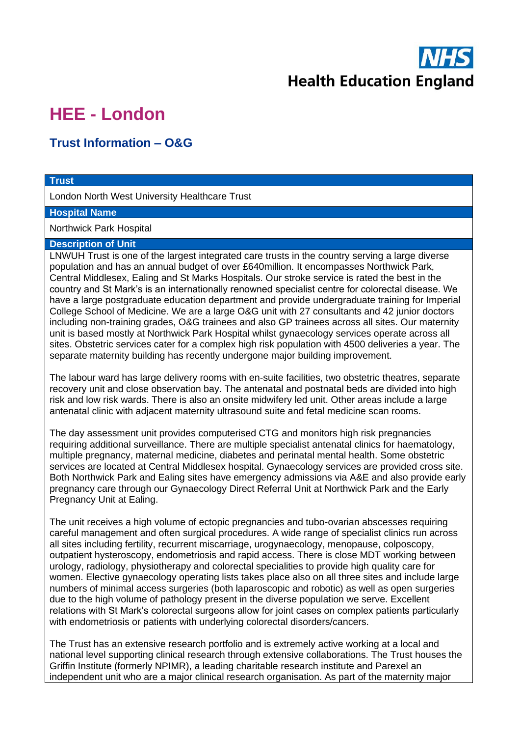NHS
Health Education England

# HEE - London

## Trust Information – O&G

**Trust**

London North West University Healthcare Trust

**Hospital Name**

Northwick Park Hospital

**Description of Unit**

LNWUH Trust is one of the largest integrated care trusts in the country serving a large diverse population and has an annual budget of over £640million. It encompasses Northwick Park, Central Middlesex, Ealing and St Marks Hospitals. Our stroke service is rated the best in the country and St Mark's is an internationally renowned specialist centre for colorectal disease. We have a large postgraduate education department and provide undergraduate training for Imperial College School of Medicine. We are a large O&G unit with 27 consultants and 42 junior doctors including non-training grades, O&G trainees and also GP trainees across all sites. Our maternity unit is based mostly at Northwick Park Hospital whilst gynaecology services operate across all sites. Obstetric services cater for a complex high risk population with 4500 deliveries a year. The separate maternity building has recently undergone major building improvement.

The labour ward has large delivery rooms with en-suite facilities, two obstetric theatres, separate recovery unit and close observation bay. The antenatal and postnatal beds are divided into high risk and low risk wards. There is also an onsite midwifery led unit. Other areas include a large antenatal clinic with adjacent maternity ultrasound suite and fetal medicine scan rooms.

The day assessment unit provides computerised CTG and monitors high risk pregnancies requiring additional surveillance. There are multiple specialist antenatal clinics for haematology, multiple pregnancy, maternal medicine, diabetes and perinatal mental health. Some obstetric services are located at Central Middlesex hospital. Gynaecology services are provided cross site. Both Northwick Park and Ealing sites have emergency admissions via A&E and also provide early pregnancy care through our Gynaecology Direct Referral Unit at Northwick Park and the Early Pregnancy Unit at Ealing.

The unit receives a high volume of ectopic pregnancies and tubo-ovarian abscesses requiring careful management and often surgical procedures. A wide range of specialist clinics run across all sites including fertility, recurrent miscarriage, urogynaecology, menopause, colposcopy, outpatient hysteroscopy, endometriosis and rapid access. There is close MDT working between urology, radiology, physiotherapy and colorectal specialities to provide high quality care for women. Elective gynaecology operating lists takes place also on all three sites and include large numbers of minimal access surgeries (both laparoscopic and robotic) as well as open surgeries due to the high volume of pathology present in the diverse population we serve. Excellent relations with St Mark's colorectal surgeons allow for joint cases on complex patients particularly with endometriosis or patients with underlying colorectal disorders/cancers.

The Trust has an extensive research portfolio and is extremely active working at a local and national level supporting clinical research through extensive collaborations. The Trust houses the Griffin Institute (formerly NPIMR), a leading charitable research institute and Parexel an independent unit who are a major clinical research organisation. As part of the maternity major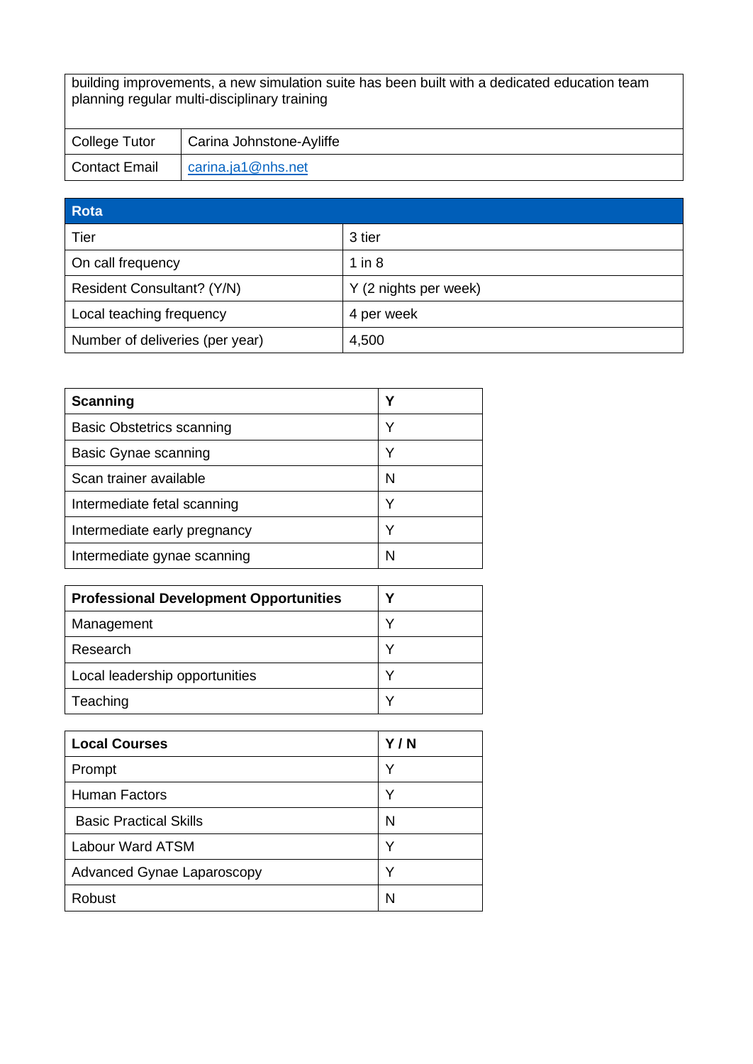| | |
|---|---|
| building improvements, a new simulation suite has been built with a dedicated education team planning regular multi-disciplinary training | |
| College Tutor | Carina Johnstone-Ayliffe |
| Contact Email | carina.ja1@nhs.net |

| Rota | |
|---|---|
| Tier | 3 tier |
| On call frequency | 1 in 8 |
| Resident Consultant? (Y/N) | Y (2 nights per week) |
| Local teaching frequency | 4 per week |
| Number of deliveries (per year) | 4,500 |

| **Scanning** | **Y** |
|---|---|
| Basic Obstetrics scanning | Y |
| Basic Gynae scanning | Y |
| Scan trainer available | N |
| Intermediate fetal scanning | Y |
| Intermediate early pregnancy | Y |
| Intermediate gynae scanning | N |

| **Professional Development Opportunities** | **Y** |
|---|---|
| Management | Y |
| Research | Y |
| Local leadership opportunities | Y |
| Teaching | Y |

| **Local Courses** | **Y / N** |
|---|---|
| Prompt | Y |
| Human Factors | Y |
| Basic Practical Skills | N |
| Labour Ward ATSM | Y |
| Advanced Gynae Laparoscopy | Y |
| Robust | N |